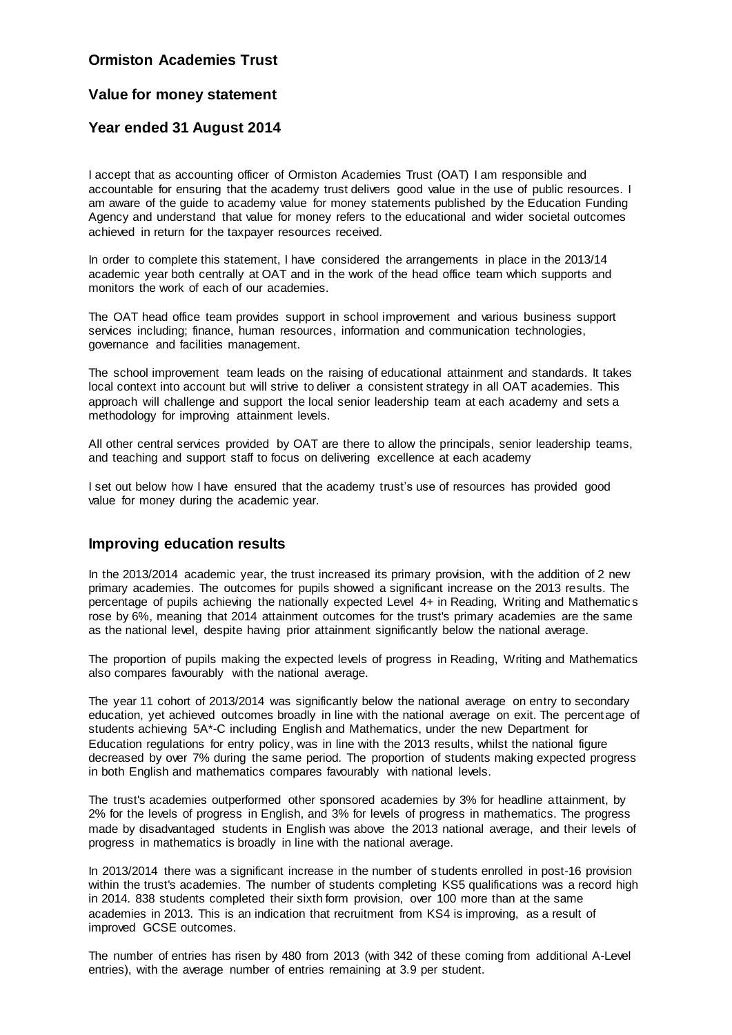# Ormiston Academies Trust

## Value for money statement

## Year ended 31 August 2014

I accept that as accounting officer of Ormiston Academies Trust (OAT) I am responsible and accountable for ensuring that the academy trust delivers good value in the use of public resources. I am aware of the guide to academy value for money statements published by the Education Funding Agency and understand that value for money refers to the educational and wider societal outcomes achieved in return for the taxpayer resources received.

In order to complete this statement, I have considered the arrangements in place in the 2013/14 academic year both centrally at OAT and in the work of the head office team which supports and monitors the work of each of our academies.

The OAT head office team provides support in school improvement and various business support services including; finance, human resources, information and communication technologies, governance and facilities management.

The school improvement team leads on the raising of educational attainment and standards. It takes local context into account but will strive to deliver a consistent strategy in all OAT academies. This approach will challenge and support the local senior leadership team at each academy and sets a methodology for improving attainment levels.

All other central services provided by OAT are there to allow the principals, senior leadership teams, and teaching and support staff to focus on delivering excellence at each academy

I set out below how I have ensured that the academy trust's use of resources has provided good value for money during the academic year.

## Improving education results

In the 2013/2014 academic year, the trust increased its primary provision, with the addition of 2 new primary academies. The outcomes for pupils showed a significant increase on the 2013 results. The percentage of pupils achieving the nationally expected Level 4+ in Reading, Writing and Mathematics rose by 6%, meaning that 2014 attainment outcomes for the trust's primary academies are the same as the national level, despite having prior attainment significantly below the national average.

The proportion of pupils making the expected levels of progress in Reading, Writing and Mathematics also compares favourably with the national average.

The year 11 cohort of 2013/2014 was significantly below the national average on entry to secondary education, yet achieved outcomes broadly in line with the national average on exit. The percentage of students achieving 5A*-C including English and Mathematics, under the new Department for Education regulations for entry policy, was in line with the 2013 results, whilst the national figure decreased by over 7% during the same period. The proportion of students making expected progress in both English and mathematics compares favourably with national levels.

The trust's academies outperformed other sponsored academies by 3% for headline attainment, by 2% for the levels of progress in English, and 3% for levels of progress in mathematics. The progress made by disadvantaged students in English was above the 2013 national average, and their levels of progress in mathematics is broadly in line with the national average.

In 2013/2014 there was a significant increase in the number of students enrolled in post-16 provision within the trust's academies. The number of students completing KS5 qualifications was a record high in 2014. 838 students completed their sixth form provision, over 100 more than at the same academies in 2013. This is an indication that recruitment from KS4 is improving, as a result of improved GCSE outcomes.

The number of entries has risen by 480 from 2013 (with 342 of these coming from additional A-Level entries), with the average number of entries remaining at 3.9 per student.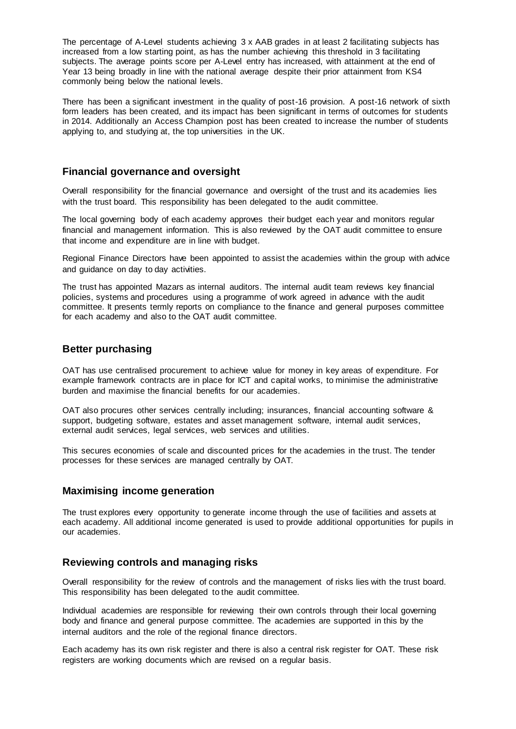The percentage of A-Level students achieving 3 x AAB grades in at least 2 facilitating subjects has increased from a low starting point, as has the number achieving this threshold in 3 facilitating subjects. The average points score per A-Level entry has increased, with attainment at the end of Year 13 being broadly in line with the national average despite their prior attainment from KS4 commonly being below the national levels.

There has been a significant investment in the quality of post-16 provision. A post-16 network of sixth form leaders has been created, and its impact has been significant in terms of outcomes for students in 2014. Additionally an Access Champion post has been created to increase the number of students applying to, and studying at, the top universities in the UK.

## Financial governance and oversight

Overall responsibility for the financial governance and oversight of the trust and its academies lies with the trust board. This responsibility has been delegated to the audit committee.

The local governing body of each academy approves their budget each year and monitors regular financial and management information. This is also reviewed by the OAT audit committee to ensure that income and expenditure are in line with budget.

Regional Finance Directors have been appointed to assist the academies within the group with advice and guidance on day to day activities.

The trust has appointed Mazars as internal auditors. The internal audit team reviews key financial policies, systems and procedures using a programme of work agreed in advance with the audit committee. It presents termly reports on compliance to the finance and general purposes committee for each academy and also to the OAT audit committee.

## Better purchasing

OAT has use centralised procurement to achieve value for money in key areas of expenditure. For example framework contracts are in place for ICT and capital works, to minimise the administrative burden and maximise the financial benefits for our academies.

OAT also procures other services centrally including; insurances, financial accounting software & support, budgeting software, estates and asset management software, internal audit services, external audit services, legal services, web services and utilities.

This secures economies of scale and discounted prices for the academies in the trust. The tender processes for these services are managed centrally by OAT.

## Maximising income generation

The trust explores every opportunity to generate income through the use of facilities and assets at each academy. All additional income generated is used to provide additional opportunities for pupils in our academies.

## Reviewing controls and managing risks

Overall responsibility for the review of controls and the management of risks lies with the trust board. This responsibility has been delegated to the audit committee.

Individual academies are responsible for reviewing their own controls through their local governing body and finance and general purpose committee. The academies are supported in this by the internal auditors and the role of the regional finance directors.

Each academy has its own risk register and there is also a central risk register for OAT. These risk registers are working documents which are revised on a regular basis.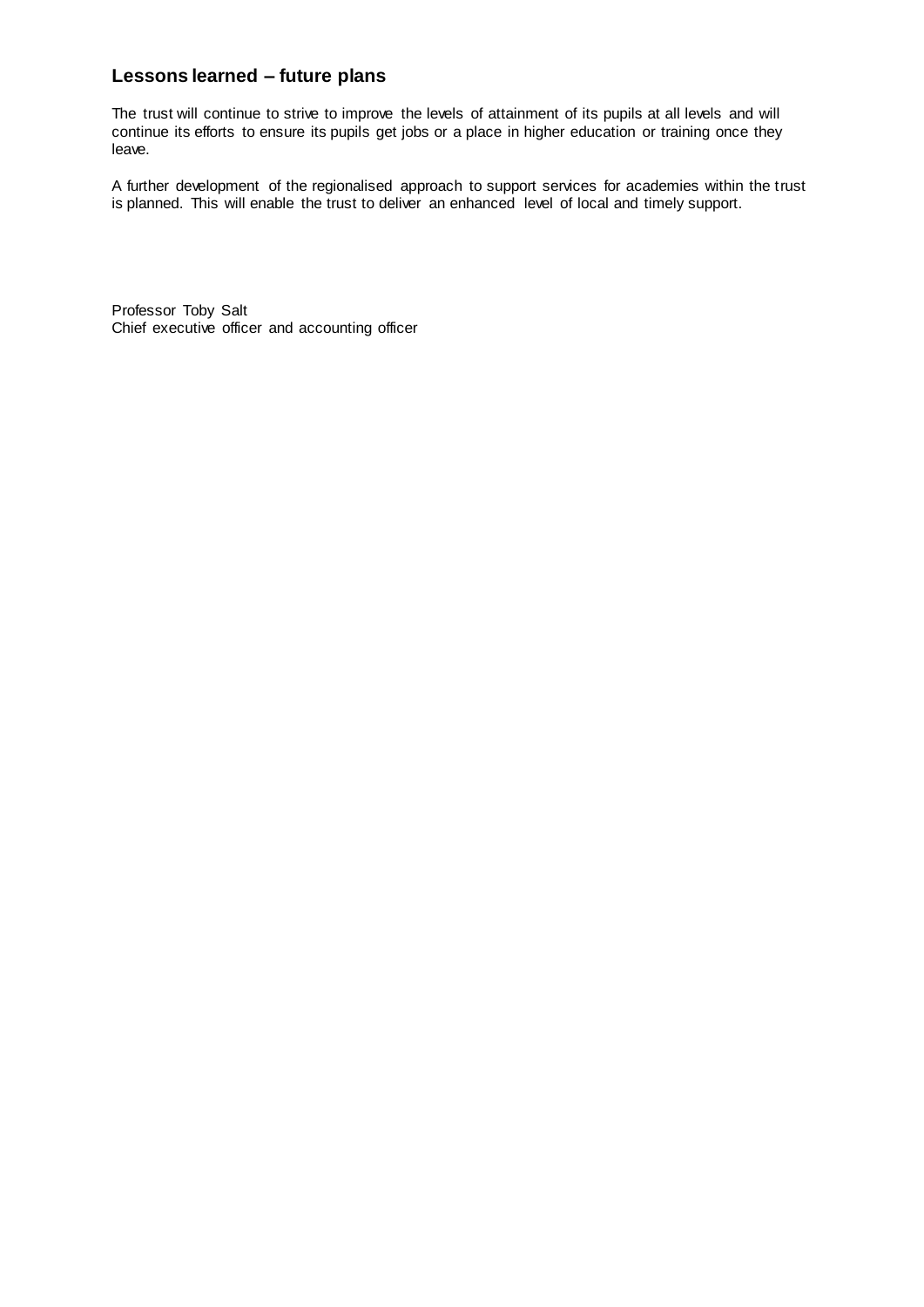## Lessons learned – future plans

The trust will continue to strive to improve the levels of attainment of its pupils at all levels and will continue its efforts to ensure its pupils get jobs or a place in higher education or training once they leave.

A further development of the regionalised approach to support services for academies within the trust is planned. This will enable the trust to deliver an enhanced level of local and timely support.

Professor Toby Salt
Chief executive officer and accounting officer